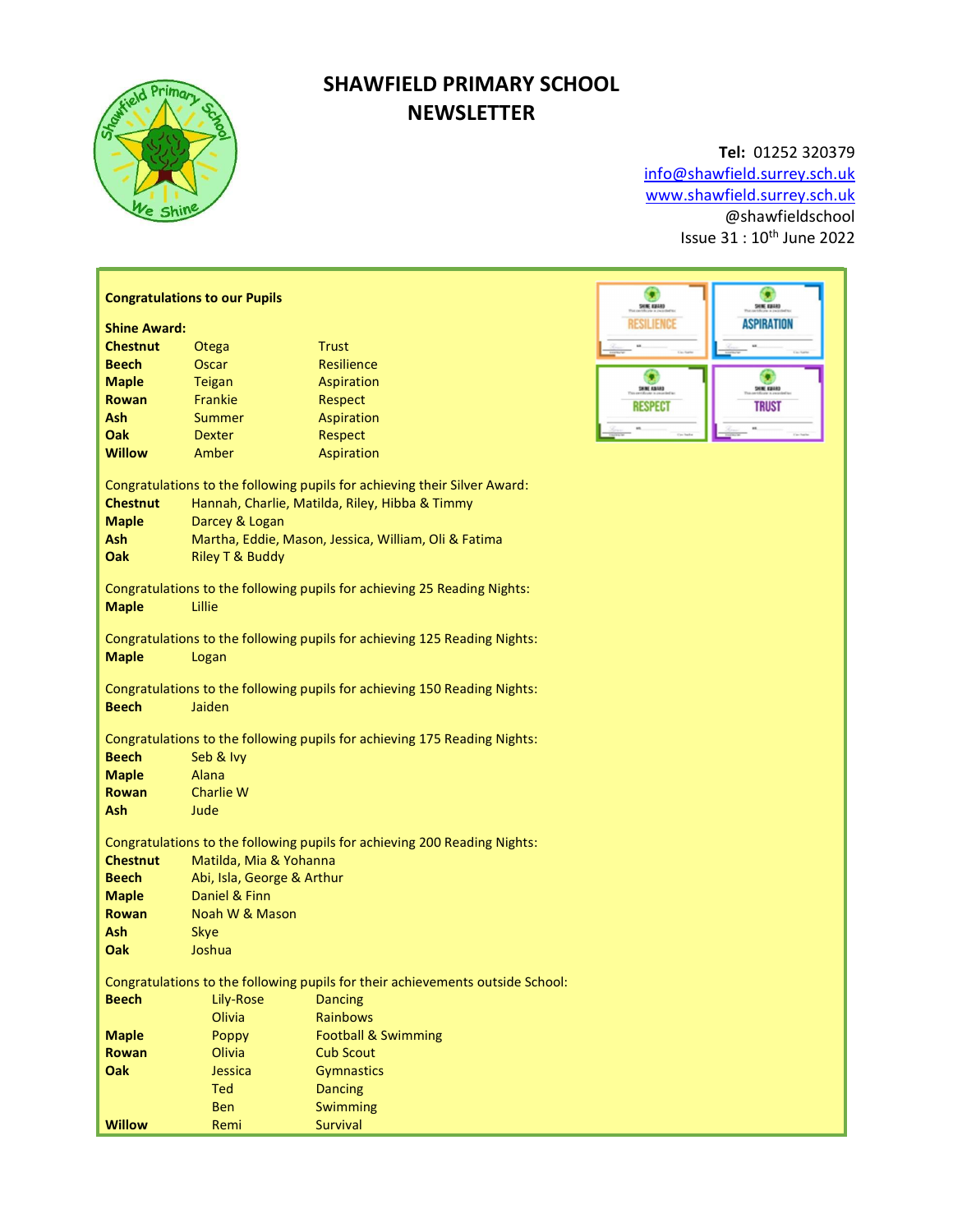# SHAWFIELD PRIMARY SCHOOL NEWSLETTER

**Tel:** 01252 320379
info@shawfield.surrey.sch.uk
www.shawfield.surrey.sch.uk
@shawfieldschool
Issue 31 : 10th June 2022

**Congratulations to our Pupils**

**Shine Award:**

| | | |
|---|---|---|
| **Chestnut** | Otega | Trust |
| **Beech** | Oscar | Resilience |
| **Maple** | Teigan | Aspiration |
| **Rowan** | Frankie | Respect |
| **Ash** | Summer | Aspiration |
| **Oak** | Dexter | Respect |
| **Willow** | Amber | Aspiration |

Congratulations to the following pupils for achieving their Silver Award:

**Chestnut** Hannah, Charlie, Matilda, Riley, Hibba & Timmy
**Maple** Darcey & Logan
**Ash** Martha, Eddie, Mason, Jessica, William, Oli & Fatima
**Oak** Riley T & Buddy

Congratulations to the following pupils for achieving 25 Reading Nights:

**Maple** Lillie

Congratulations to the following pupils for achieving 125 Reading Nights:

**Maple** Logan

Congratulations to the following pupils for achieving 150 Reading Nights:

**Beech** Jaiden

Congratulations to the following pupils for achieving 175 Reading Nights:

**Beech** Seb & Ivy
**Maple** Alana
**Rowan** Charlie W
**Ash** Jude

Congratulations to the following pupils for achieving 200 Reading Nights:

**Chestnut** Matilda, Mia & Yohanna
**Beech** Abi, Isla, George & Arthur
**Maple** Daniel & Finn
**Rowan** Noah W & Mason
**Ash** Skye
**Oak** Joshua

Congratulations to the following pupils for their achievements outside School:

| | | |
|---|---|---|
| **Beech** | Lily-Rose | Dancing |
| | Olivia | Rainbows |
| **Maple** | Poppy | Football & Swimming |
| **Rowan** | Olivia | Cub Scout |
| **Oak** | Jessica | Gymnastics |
| | Ted | Dancing |
| | Ben | Swimming |
| **Willow** | Remi | Survival |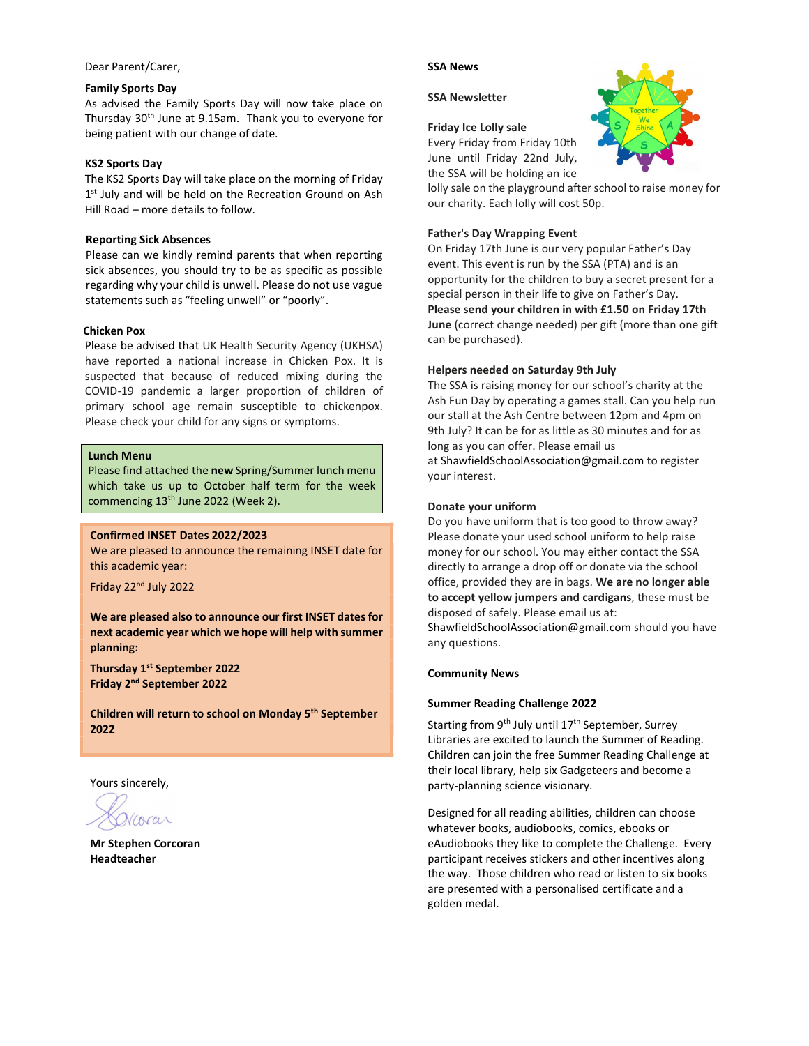Dear Parent/Carer,

**Family Sports Day**

As advised the Family Sports Day will now take place on Thursday 30th June at 9.15am. Thank you to everyone for being patient with our change of date.

**KS2 Sports Day**

The KS2 Sports Day will take place on the morning of Friday 1st July and will be held on the Recreation Ground on Ash Hill Road – more details to follow.

**Reporting Sick Absences**

Please can we kindly remind parents that when reporting sick absences, you should try to be as specific as possible regarding why your child is unwell. Please do not use vague statements such as "feeling unwell" or "poorly".

**Chicken Pox**

Please be advised that UK Health Security Agency (UKHSA) have reported a national increase in Chicken Pox. It is suspected that because of reduced mixing during the COVID-19 pandemic a larger proportion of children of primary school age remain susceptible to chickenpox. Please check your child for any signs or symptoms.

**Lunch Menu**

Please find attached the **new** Spring/Summer lunch menu which take us up to October half term for the week commencing 13th June 2022 (Week 2).

**Confirmed INSET Dates 2022/2023**

We are pleased to announce the remaining INSET date for this academic year:

Friday 22nd July 2022

**We are pleased also to announce our first INSET dates for next academic year which we hope will help with summer planning:**

**Thursday 1st September 2022**
**Friday 2nd September 2022**

**Children will return to school on Monday 5th September 2022**

Yours sincerely,

**Mr Stephen Corcoran**
**Headteacher**

## SSA News

**SSA Newsletter**

**Friday Ice Lolly sale**

Every Friday from Friday 10th June until Friday 22nd July, the SSA will be holding an ice lolly sale on the playground after school to raise money for our charity. Each lolly will cost 50p.

**Father's Day Wrapping Event**

On Friday 17th June is our very popular Father's Day event. This event is run by the SSA (PTA) and is an opportunity for the children to buy a secret present for a special person in their life to give on Father's Day. **Please send your children in with £1.50 on Friday 17th June** (correct change needed) per gift (more than one gift can be purchased).

**Helpers needed on Saturday 9th July**

The SSA is raising money for our school's charity at the Ash Fun Day by operating a games stall. Can you help run our stall at the Ash Centre between 12pm and 4pm on 9th July? It can be for as little as 30 minutes and for as long as you can offer. Please email us at ShawfieldSchoolAssociation@gmail.com to register your interest.

**Donate your uniform**

Do you have uniform that is too good to throw away? Please donate your used school uniform to help raise money for our school. You may either contact the SSA directly to arrange a drop off or donate via the school office, provided they are in bags. **We are no longer able to accept yellow jumpers and cardigans**, these must be disposed of safely. Please email us at: ShawfieldSchoolAssociation@gmail.com should you have any questions.

## Community News

**Summer Reading Challenge 2022**

Starting from 9th July until 17th September, Surrey Libraries are excited to launch the Summer of Reading. Children can join the free Summer Reading Challenge at their local library, help six Gadgeteers and become a party-planning science visionary.

Designed for all reading abilities, children can choose whatever books, audiobooks, comics, ebooks or eAudiobooks they like to complete the Challenge. Every participant receives stickers and other incentives along the way. Those children who read or listen to six books are presented with a personalised certificate and a golden medal.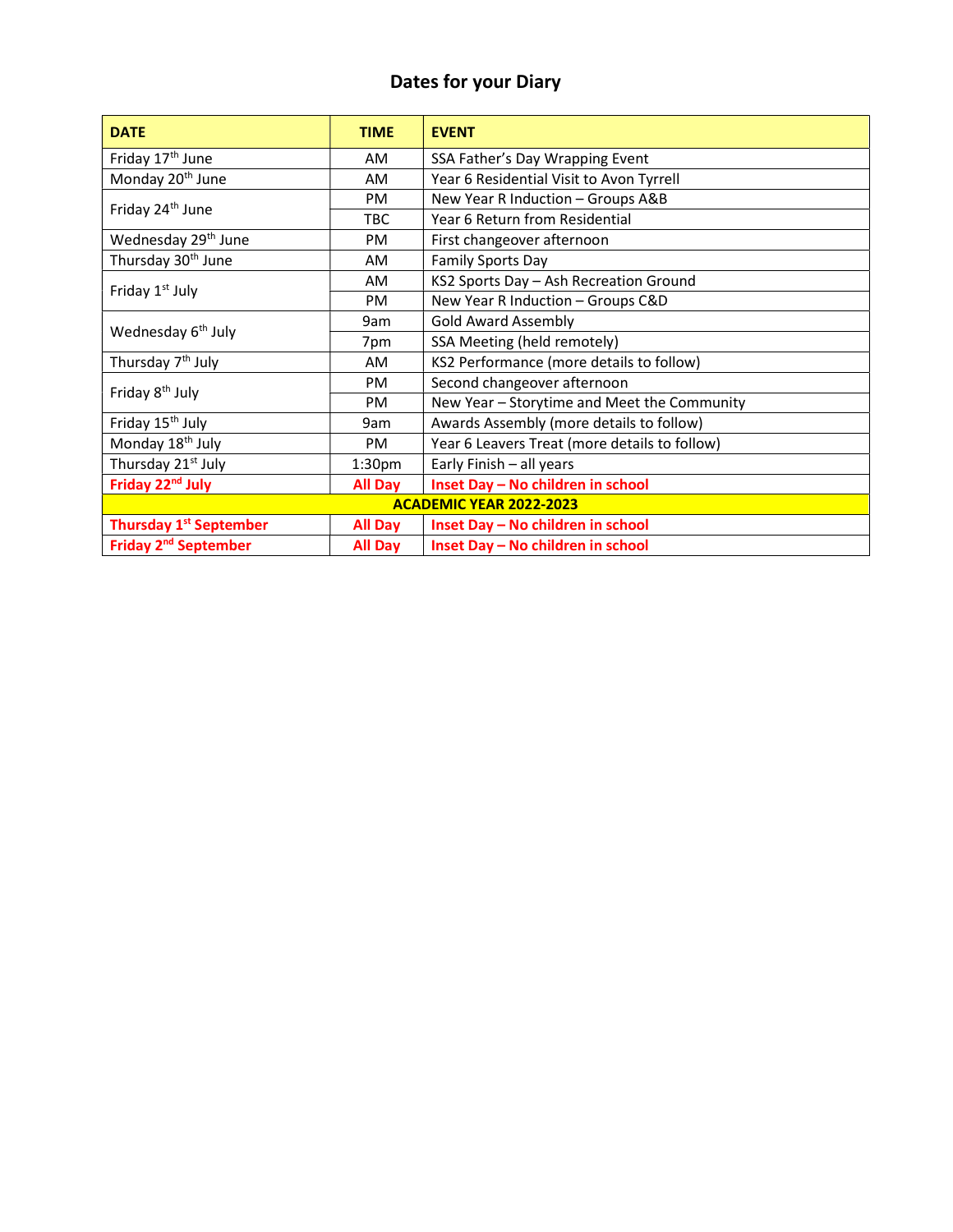# Dates for your Diary

| DATE | TIME | EVENT |
|---|---|---|
| Friday 17th June | AM | SSA Father's Day Wrapping Event |
| Monday 20th June | AM | Year 6 Residential Visit to Avon Tyrrell |
| Friday 24th June | PM | New Year R Induction – Groups A&B |
| | TBC | Year 6 Return from Residential |
| Wednesday 29th June | PM | First changeover afternoon |
| Thursday 30th June | AM | Family Sports Day |
| Friday 1st July | AM | KS2 Sports Day – Ash Recreation Ground |
| | PM | New Year R Induction – Groups C&D |
| Wednesday 6th July | 9am | Gold Award Assembly |
| | 7pm | SSA Meeting (held remotely) |
| Thursday 7th July | AM | KS2 Performance (more details to follow) |
| Friday 8th July | PM | Second changeover afternoon |
| | PM | New Year – Storytime and Meet the Community |
| Friday 15th July | 9am | Awards Assembly (more details to follow) |
| Monday 18th July | PM | Year 6 Leavers Treat (more details to follow) |
| Thursday 21st July | 1:30pm | Early Finish – all years |
| **Friday 22nd July** | **All Day** | **Inset Day – No children in school** |
| **ACADEMIC YEAR 2022-2023** | | |
| **Thursday 1st September** | **All Day** | **Inset Day – No children in school** |
| **Friday 2nd September** | **All Day** | **Inset Day – No children in school** |